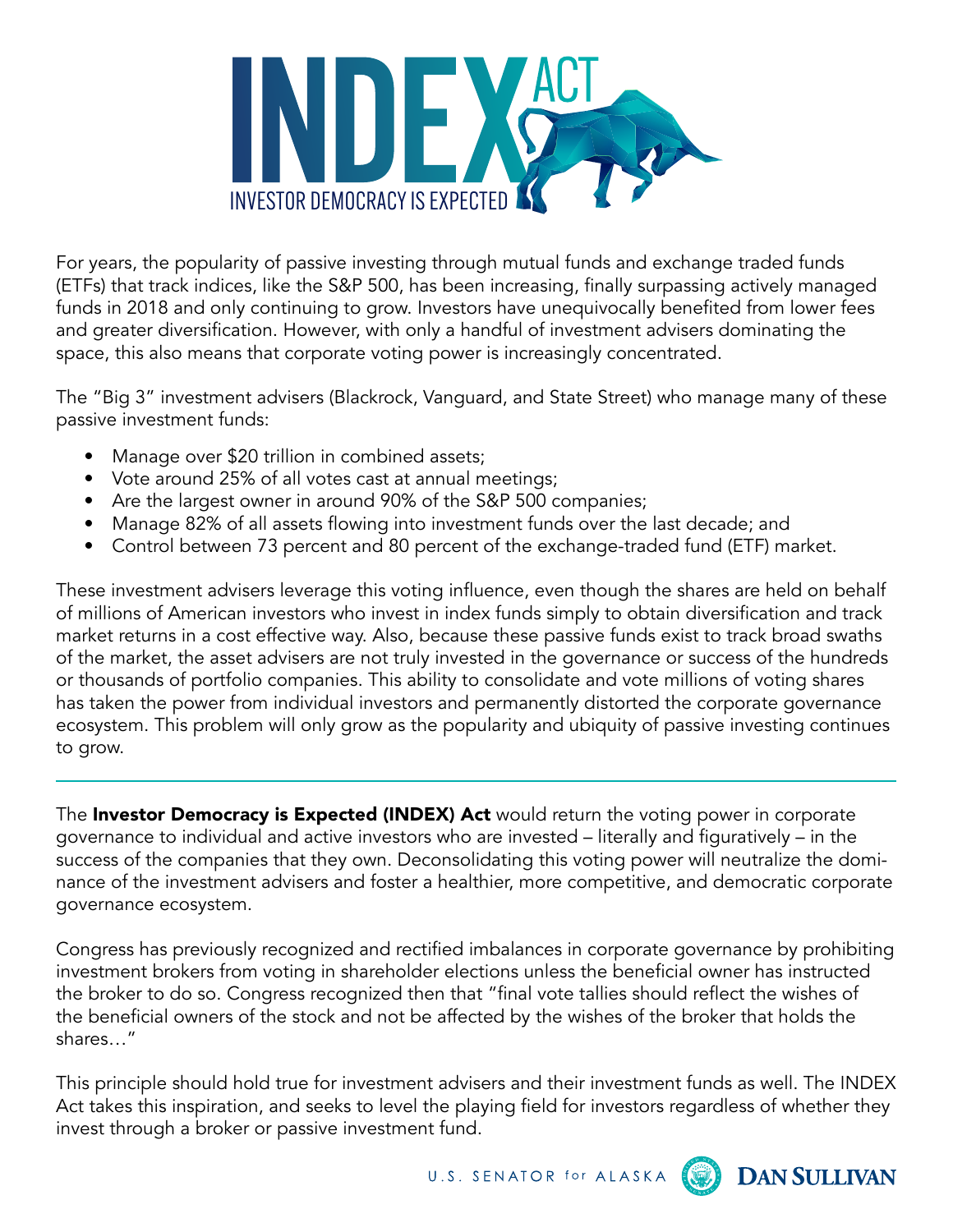# INDEX ACT

INVESTOR DEMOCRACY IS EXPECTED

For years, the popularity of passive investing through mutual funds and exchange traded funds (ETFs) that track indices, like the S&P 500, has been increasing, finally surpassing actively managed funds in 2018 and only continuing to grow. Investors have unequivocally benefited from lower fees and greater diversification. However, with only a handful of investment advisers dominating the space, this also means that corporate voting power is increasingly concentrated.

The "Big 3" investment advisers (Blackrock, Vanguard, and State Street) who manage many of these passive investment funds:

- Manage over $20 trillion in combined assets;
- Vote around 25% of all votes cast at annual meetings;
- Are the largest owner in around 90% of the S&P 500 companies;
- Manage 82% of all assets flowing into investment funds over the last decade; and
- Control between 73 percent and 80 percent of the exchange-traded fund (ETF) market.

These investment advisers leverage this voting influence, even though the shares are held on behalf of millions of American investors who invest in index funds simply to obtain diversification and track market returns in a cost effective way. Also, because these passive funds exist to track broad swaths of the market, the asset advisers are not truly invested in the governance or success of the hundreds or thousands of portfolio companies. This ability to consolidate and vote millions of voting shares has taken the power from individual investors and permanently distorted the corporate governance ecosystem. This problem will only grow as the popularity and ubiquity of passive investing continues to grow.

---

The **Investor Democracy is Expected (INDEX) Act** would return the voting power in corporate governance to individual and active investors who are invested – literally and figuratively – in the success of the companies that they own. Deconsolidating this voting power will neutralize the dominance of the investment advisers and foster a healthier, more competitive, and democratic corporate governance ecosystem.

Congress has previously recognized and rectified imbalances in corporate governance by prohibiting investment brokers from voting in shareholder elections unless the beneficial owner has instructed the broker to do so. Congress recognized then that "final vote tallies should reflect the wishes of the beneficial owners of the stock and not be affected by the wishes of the broker that holds the shares…"

This principle should hold true for investment advisers and their investment funds as well. The INDEX Act takes this inspiration, and seeks to level the playing field for investors regardless of whether they invest through a broker or passive investment fund.

U.S. SENATOR for ALASKA **DAN SULLIVAN**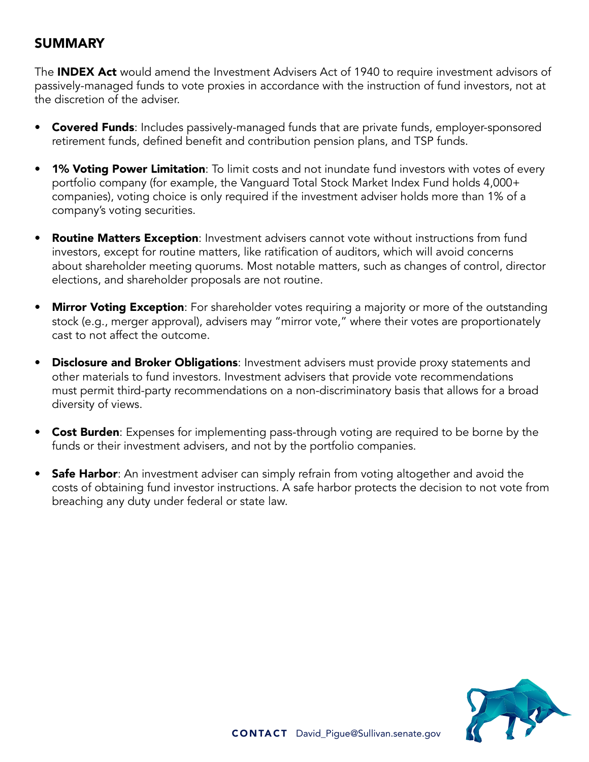## SUMMARY

The **INDEX Act** would amend the Investment Advisers Act of 1940 to require investment advisors of passively-managed funds to vote proxies in accordance with the instruction of fund investors, not at the discretion of the adviser.

- **Covered Funds**: Includes passively-managed funds that are private funds, employer-sponsored retirement funds, defined benefit and contribution pension plans, and TSP funds.
- **1% Voting Power Limitation**: To limit costs and not inundate fund investors with votes of every portfolio company (for example, the Vanguard Total Stock Market Index Fund holds 4,000+ companies), voting choice is only required if the investment adviser holds more than 1% of a company's voting securities.
- **Routine Matters Exception**: Investment advisers cannot vote without instructions from fund investors, except for routine matters, like ratification of auditors, which will avoid concerns about shareholder meeting quorums. Most notable matters, such as changes of control, director elections, and shareholder proposals are not routine.
- **Mirror Voting Exception**: For shareholder votes requiring a majority or more of the outstanding stock (e.g., merger approval), advisers may "mirror vote," where their votes are proportionately cast to not affect the outcome.
- **Disclosure and Broker Obligations**: Investment advisers must provide proxy statements and other materials to fund investors. Investment advisers that provide vote recommendations must permit third-party recommendations on a non-discriminatory basis that allows for a broad diversity of views.
- **Cost Burden**: Expenses for implementing pass-through voting are required to be borne by the funds or their investment advisers, and not by the portfolio companies.
- **Safe Harbor**: An investment adviser can simply refrain from voting altogether and avoid the costs of obtaining fund investor instructions. A safe harbor protects the decision to not vote from breaching any duty under federal or state law.

**CONTACT** David_Pigue@Sullivan.senate.gov